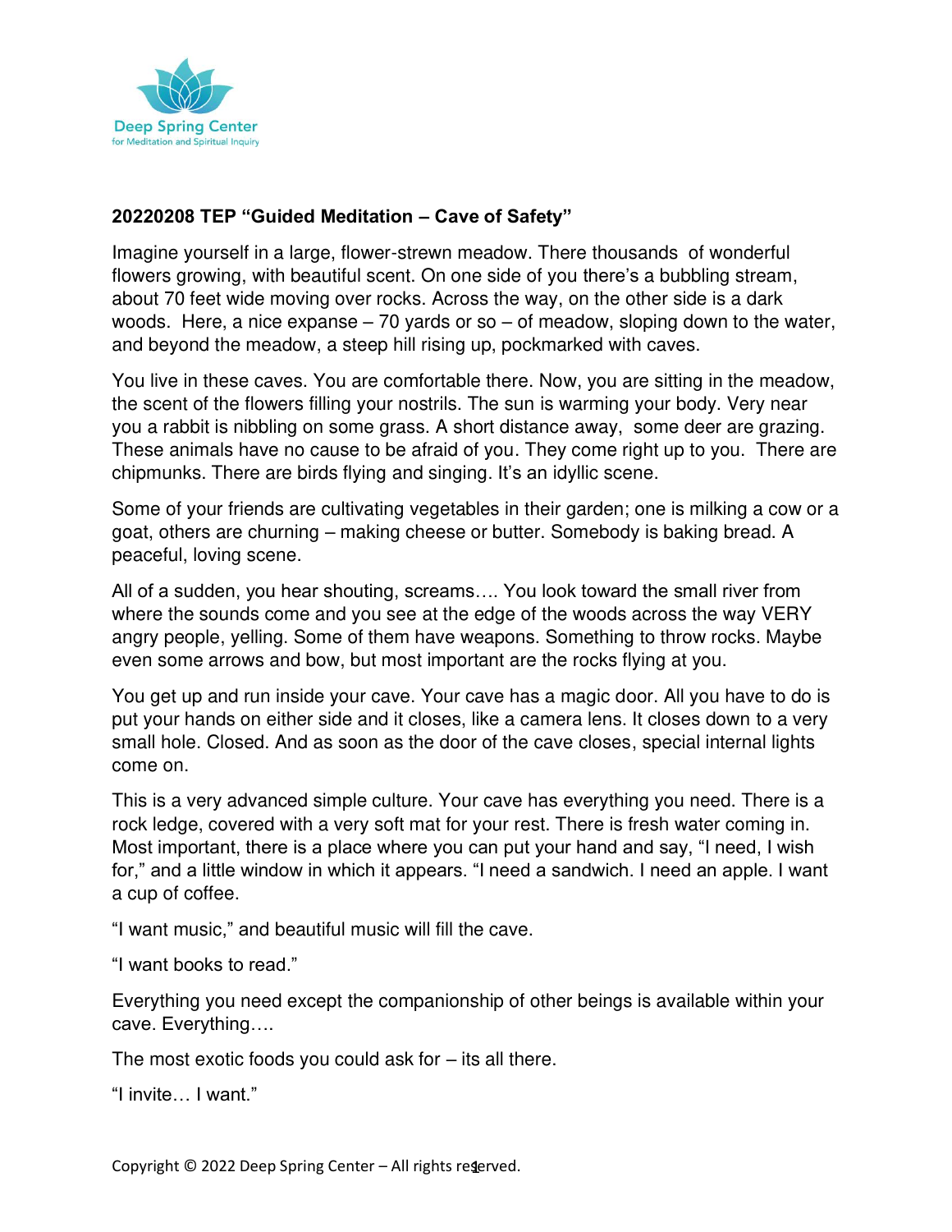Deep Spring Center
for Meditation and Spiritual Inquiry

**20220208 TEP "Guided Meditation – Cave of Safety"**

Imagine yourself in a large, flower-strewn meadow. There thousands of wonderful flowers growing, with beautiful scent. On one side of you there's a bubbling stream, about 70 feet wide moving over rocks. Across the way, on the other side is a dark woods. Here, a nice expanse – 70 yards or so – of meadow, sloping down to the water, and beyond the meadow, a steep hill rising up, pockmarked with caves.

You live in these caves. You are comfortable there. Now, you are sitting in the meadow, the scent of the flowers filling your nostrils. The sun is warming your body. Very near you a rabbit is nibbling on some grass. A short distance away, some deer are grazing. These animals have no cause to be afraid of you. They come right up to you. There are chipmunks. There are birds flying and singing. It's an idyllic scene.

Some of your friends are cultivating vegetables in their garden; one is milking a cow or a goat, others are churning – making cheese or butter. Somebody is baking bread. A peaceful, loving scene.

All of a sudden, you hear shouting, screams…. You look toward the small river from where the sounds come and you see at the edge of the woods across the way VERY angry people, yelling. Some of them have weapons. Something to throw rocks. Maybe even some arrows and bow, but most important are the rocks flying at you.

You get up and run inside your cave. Your cave has a magic door. All you have to do is put your hands on either side and it closes, like a camera lens. It closes down to a very small hole. Closed. And as soon as the door of the cave closes, special internal lights come on.

This is a very advanced simple culture. Your cave has everything you need. There is a rock ledge, covered with a very soft mat for your rest. There is fresh water coming in. Most important, there is a place where you can put your hand and say, "I need, I wish for," and a little window in which it appears. "I need a sandwich. I need an apple. I want a cup of coffee.

"I want music," and beautiful music will fill the cave.

"I want books to read."

Everything you need except the companionship of other beings is available within your cave. Everything….

The most exotic foods you could ask for – its all there.

"I invite… I want."

Copyright © 2022 Deep Spring Center – All rights reserved.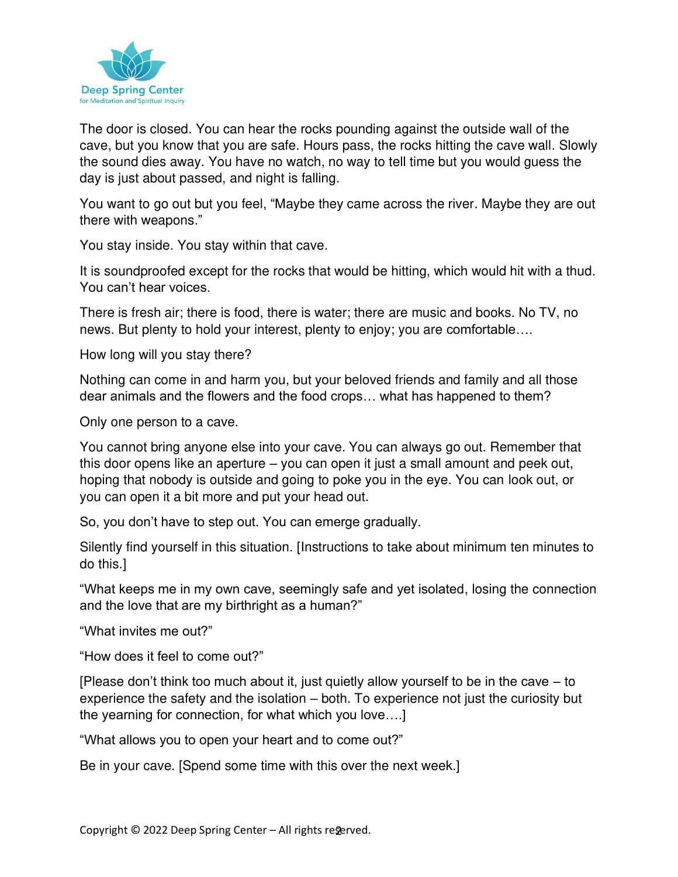The door is closed. You can hear the rocks pounding against the outside wall of the cave, but you know that you are safe. Hours pass, the rocks hitting the cave wall. Slowly the sound dies away. You have no watch, no way to tell time but you would guess the day is just about passed, and night is falling.

You want to go out but you feel, "Maybe they came across the river. Maybe they are out there with weapons."

You stay inside. You stay within that cave.

It is soundproofed except for the rocks that would be hitting, which would hit with a thud. You can't hear voices.

There is fresh air; there is food, there is water; there are music and books. No TV, no news. But plenty to hold your interest, plenty to enjoy; you are comfortable….

How long will you stay there?

Nothing can come in and harm you, but your beloved friends and family and all those dear animals and the flowers and the food crops… what has happened to them?

Only one person to a cave.

You cannot bring anyone else into your cave. You can always go out. Remember that this door opens like an aperture – you can open it just a small amount and peek out, hoping that nobody is outside and going to poke you in the eye. You can look out, or you can open it a bit more and put your head out.

So, you don't have to step out. You can emerge gradually.

Silently find yourself in this situation. [Instructions to take about minimum ten minutes to do this.]

"What keeps me in my own cave, seemingly safe and yet isolated, losing the connection and the love that are my birthright as a human?"

"What invites me out?"

"How does it feel to come out?"

[Please don't think too much about it, just quietly allow yourself to be in the cave – to experience the safety and the isolation – both. To experience not just the curiosity but the yearning for connection, for what which you love….]

"What allows you to open your heart and to come out?"

Be in your cave. [Spend some time with this over the next week.]

Copyright © 2022 Deep Spring Center – All rights reserved.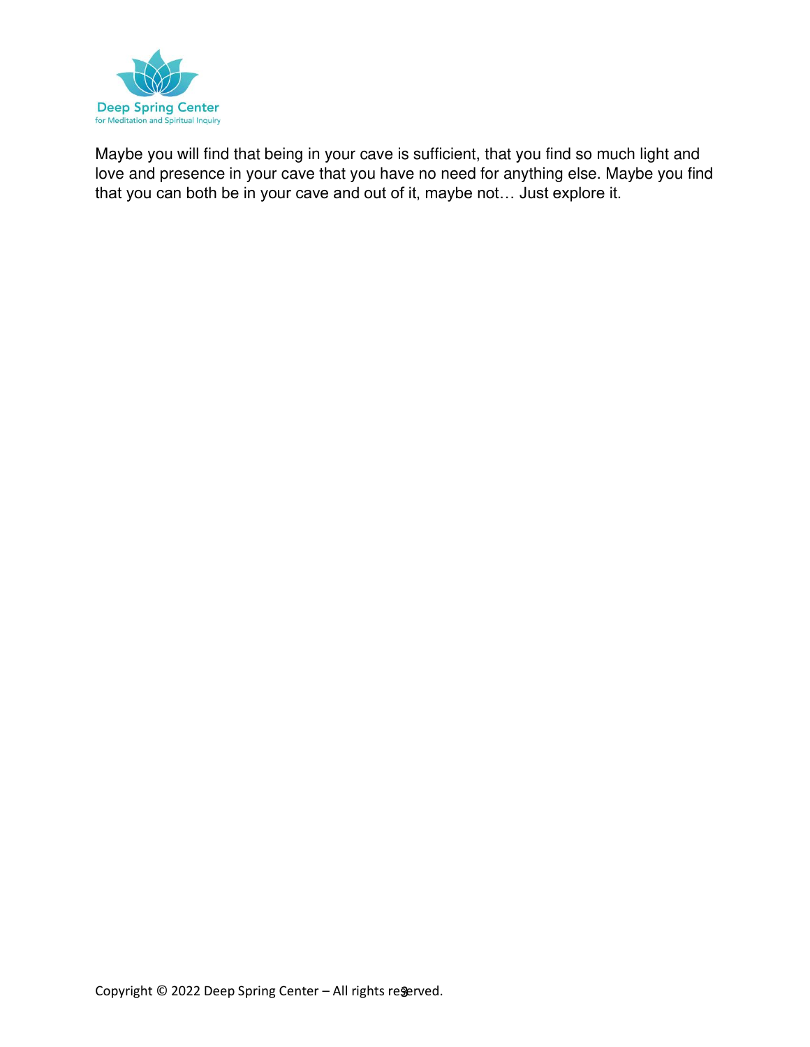Maybe you will find that being in your cave is sufficient, that you find so much light and love and presence in your cave that you have no need for anything else. Maybe you find that you can both be in your cave and out of it, maybe not… Just explore it.